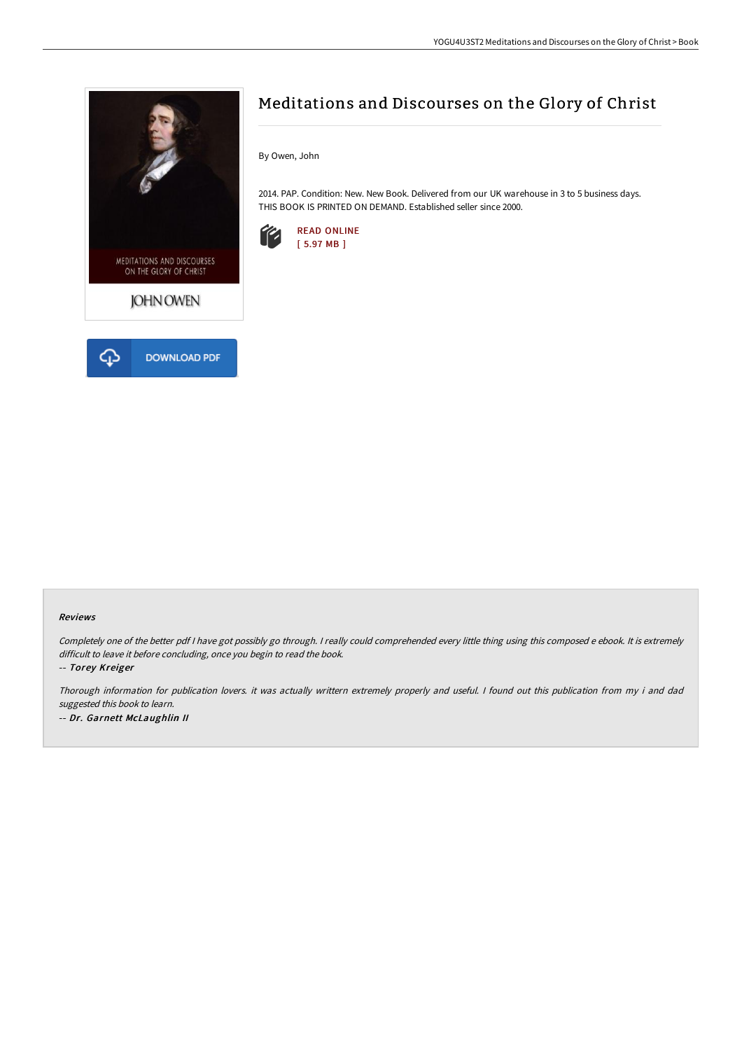# Meditations and Discourses on the Glory of Christ

By Owen, John

2014. PAP. Condition: New. New Book. Delivered from our UK warehouse in 3 to 5 business days. THIS BOOK IS PRINTED ON DEMAND. Established seller since 2000.

READ ONLINE
[ 5.97 MB ]

DOWNLOAD PDF

### Reviews

*Completely one of the better pdf I have got possibly go through. I really could comprehended every little thing using this composed e ebook. It is extremely difficult to leave it before concluding, once you begin to read the book.*

-- ***Torey Kreiger***

*Thorough information for publication lovers. it was actually writtern extremely properly and useful. I found out this publication from my i and dad suggested this book to learn.*

-- ***Dr. Garnett McLaughlin II***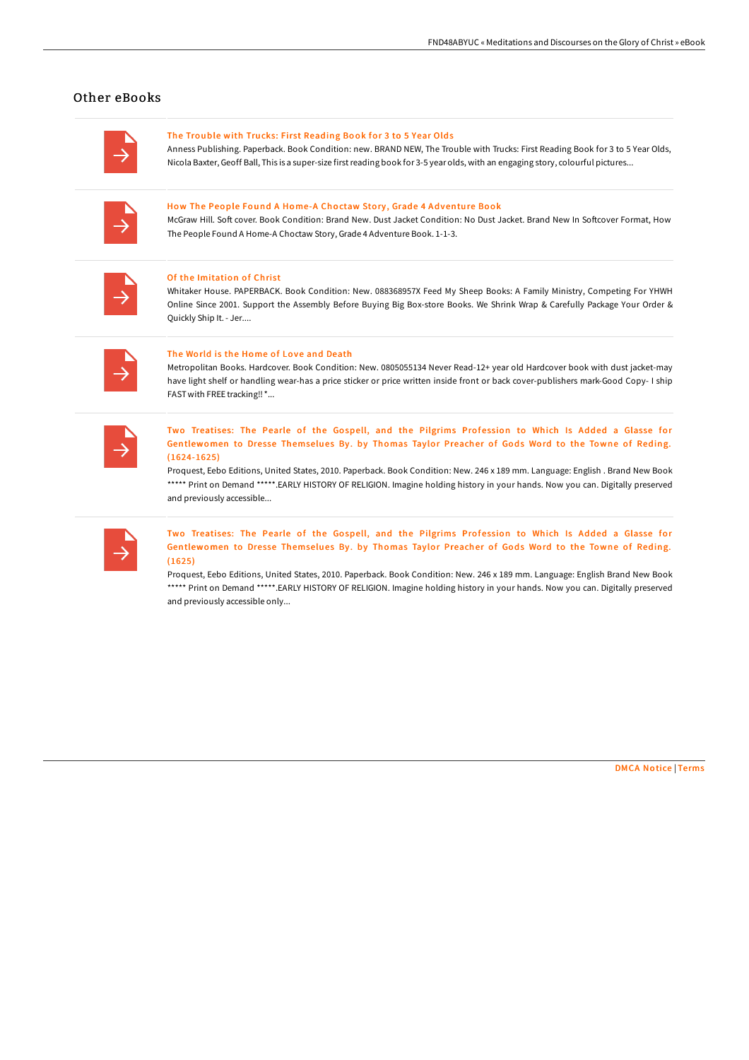## Other eBooks

### The Trouble with Trucks: First Reading Book for 3 to 5 Year Olds

Anness Publishing. Paperback. Book Condition: new. BRAND NEW, The Trouble with Trucks: First Reading Book for 3 to 5 Year Olds, Nicola Baxter, Geoff Ball, This is a super-size first reading book for 3-5 year olds, with an engaging story, colourful pictures...

### How The People Found A Home-A Choctaw Story, Grade 4 Adventure Book

McGraw Hill. Soft cover. Book Condition: Brand New. Dust Jacket Condition: No Dust Jacket. Brand New In Softcover Format, How The People Found A Home-A Choctaw Story, Grade 4 Adventure Book. 1-1-3.

### Of the Imitation of Christ

Whitaker House. PAPERBACK. Book Condition: New. 088368957X Feed My Sheep Books: A Family Ministry, Competing For YHWH Online Since 2001. Support the Assembly Before Buying Big Box-store Books. We Shrink Wrap & Carefully Package Your Order & Quickly Ship It. - Jer....

### The World is the Home of Love and Death

Metropolitan Books. Hardcover. Book Condition: New. 0805055134 Never Read-12+ year old Hardcover book with dust jacket-may have light shelf or handling wear-has a price sticker or price written inside front or back cover-publishers mark-Good Copy- I ship FAST with FREE tracking!! *...

### Two Treatises: The Pearle of the Gospell, and the Pilgrims Profession to Which Is Added a Glasse for Gentlewomen to Dresse Themselues By. by Thomas Taylor Preacher of Gods Word to the Towne of Reding. (1624-1625)

Proquest, Eebo Editions, United States, 2010. Paperback. Book Condition: New. 246 x 189 mm. Language: English . Brand New Book ***** Print on Demand *****.EARLY HISTORY OF RELIGION. Imagine holding history in your hands. Now you can. Digitally preserved and previously accessible...

### Two Treatises: The Pearle of the Gospell, and the Pilgrims Profession to Which Is Added a Glasse for Gentlewomen to Dresse Themselues By. by Thomas Taylor Preacher of Gods Word to the Towne of Reding. (1625)

Proquest, Eebo Editions, United States, 2010. Paperback. Book Condition: New. 246 x 189 mm. Language: English Brand New Book ***** Print on Demand *****.EARLY HISTORY OF RELIGION. Imagine holding history in your hands. Now you can. Digitally preserved and previously accessible only...

DMCA Notice | Terms